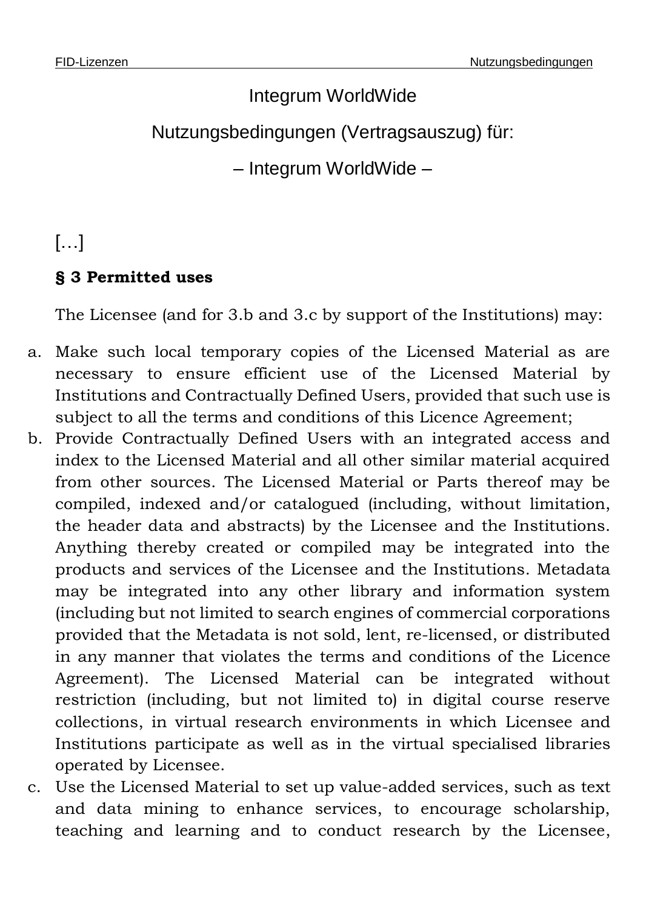# Integrum WorldWide

## Nutzungsbedingungen (Vertragsauszug) für:

## – Integrum WorldWide –

[…]

### § 3 Permitted uses

The Licensee (and for 3.b and 3.c by support of the Institutions) may:

a. Make such local temporary copies of the Licensed Material as are necessary to ensure efficient use of the Licensed Material by Institutions and Contractually Defined Users, provided that such use is subject to all the terms and conditions of this Licence Agreement;
b. Provide Contractually Defined Users with an integrated access and index to the Licensed Material and all other similar material acquired from other sources. The Licensed Material or Parts thereof may be compiled, indexed and/or catalogued (including, without limitation, the header data and abstracts) by the Licensee and the Institutions. Anything thereby created or compiled may be integrated into the products and services of the Licensee and the Institutions. Metadata may be integrated into any other library and information system (including but not limited to search engines of commercial corporations provided that the Metadata is not sold, lent, re-licensed, or distributed in any manner that violates the terms and conditions of the Licence Agreement). The Licensed Material can be integrated without restriction (including, but not limited to) in digital course reserve collections, in virtual research environments in which Licensee and Institutions participate as well as in the virtual specialised libraries operated by Licensee.
c. Use the Licensed Material to set up value-added services, such as text and data mining to enhance services, to encourage scholarship, teaching and learning and to conduct research by the Licensee,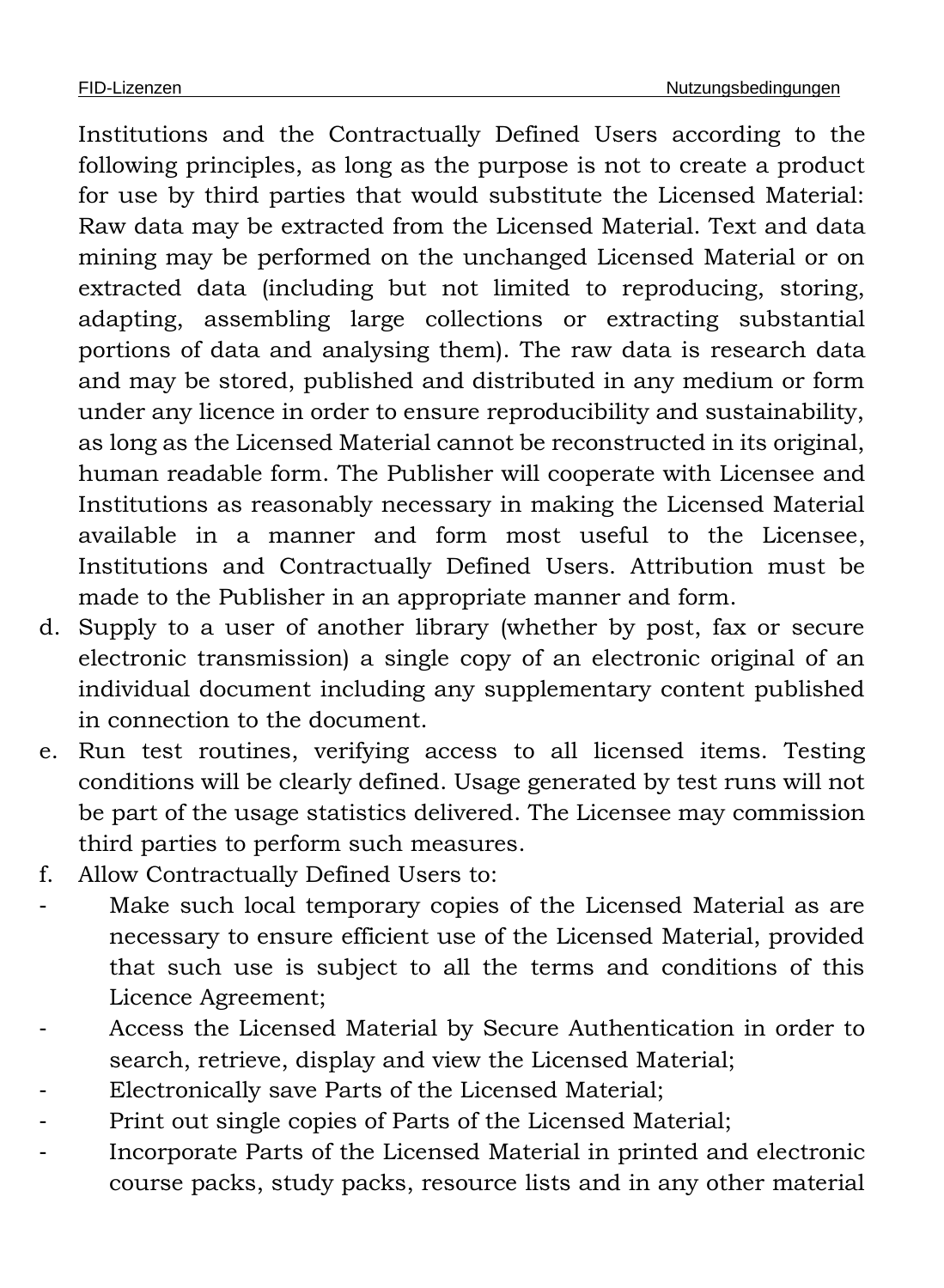Institutions and the Contractually Defined Users according to the following principles, as long as the purpose is not to create a product for use by third parties that would substitute the Licensed Material: Raw data may be extracted from the Licensed Material. Text and data mining may be performed on the unchanged Licensed Material or on extracted data (including but not limited to reproducing, storing, adapting, assembling large collections or extracting substantial portions of data and analysing them). The raw data is research data and may be stored, published and distributed in any medium or form under any licence in order to ensure reproducibility and sustainability, as long as the Licensed Material cannot be reconstructed in its original, human readable form. The Publisher will cooperate with Licensee and Institutions as reasonably necessary in making the Licensed Material available in a manner and form most useful to the Licensee, Institutions and Contractually Defined Users. Attribution must be made to the Publisher in an appropriate manner and form.

d. Supply to a user of another library (whether by post, fax or secure electronic transmission) a single copy of an electronic original of an individual document including any supplementary content published in connection to the document.
e. Run test routines, verifying access to all licensed items. Testing conditions will be clearly defined. Usage generated by test runs will not be part of the usage statistics delivered. The Licensee may commission third parties to perform such measures.
f. Allow Contractually Defined Users to:
   - Make such local temporary copies of the Licensed Material as are necessary to ensure efficient use of the Licensed Material, provided that such use is subject to all the terms and conditions of this Licence Agreement;
   - Access the Licensed Material by Secure Authentication in order to search, retrieve, display and view the Licensed Material;
   - Electronically save Parts of the Licensed Material;
   - Print out single copies of Parts of the Licensed Material;
   - Incorporate Parts of the Licensed Material in printed and electronic course packs, study packs, resource lists and in any other material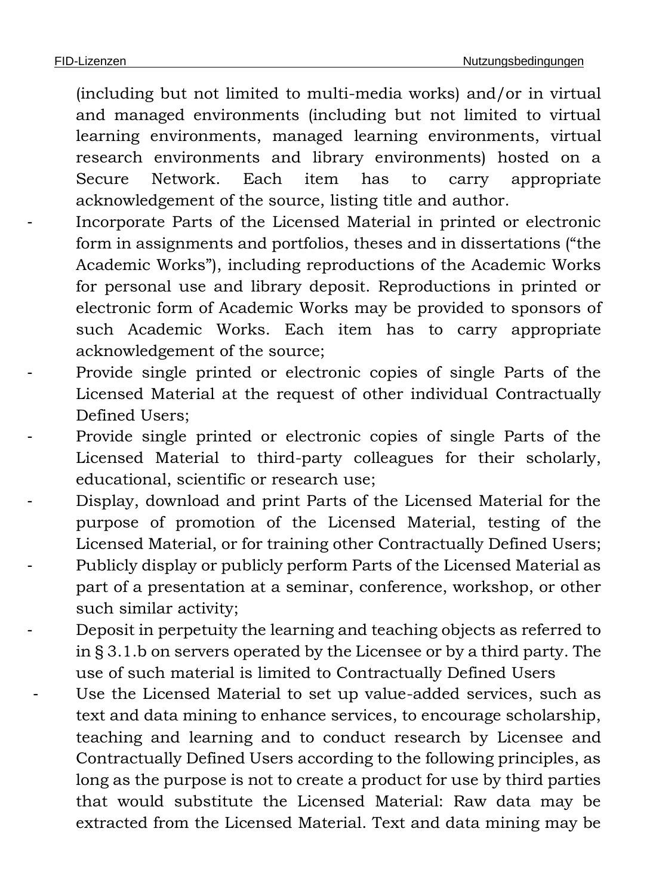(including but not limited to multi-media works) and/or in virtual and managed environments (including but not limited to virtual learning environments, managed learning environments, virtual research environments and library environments) hosted on a Secure Network. Each item has to carry appropriate acknowledgement of the source, listing title and author.

- Incorporate Parts of the Licensed Material in printed or electronic form in assignments and portfolios, theses and in dissertations ("the Academic Works"), including reproductions of the Academic Works for personal use and library deposit. Reproductions in printed or electronic form of Academic Works may be provided to sponsors of such Academic Works. Each item has to carry appropriate acknowledgement of the source;
- Provide single printed or electronic copies of single Parts of the Licensed Material at the request of other individual Contractually Defined Users;
- Provide single printed or electronic copies of single Parts of the Licensed Material to third-party colleagues for their scholarly, educational, scientific or research use;
- Display, download and print Parts of the Licensed Material for the purpose of promotion of the Licensed Material, testing of the Licensed Material, or for training other Contractually Defined Users;
- Publicly display or publicly perform Parts of the Licensed Material as part of a presentation at a seminar, conference, workshop, or other such similar activity;
- Deposit in perpetuity the learning and teaching objects as referred to in § 3.1.b on servers operated by the Licensee or by a third party. The use of such material is limited to Contractually Defined Users
- Use the Licensed Material to set up value-added services, such as text and data mining to enhance services, to encourage scholarship, teaching and learning and to conduct research by Licensee and Contractually Defined Users according to the following principles, as long as the purpose is not to create a product for use by third parties that would substitute the Licensed Material: Raw data may be extracted from the Licensed Material. Text and data mining may be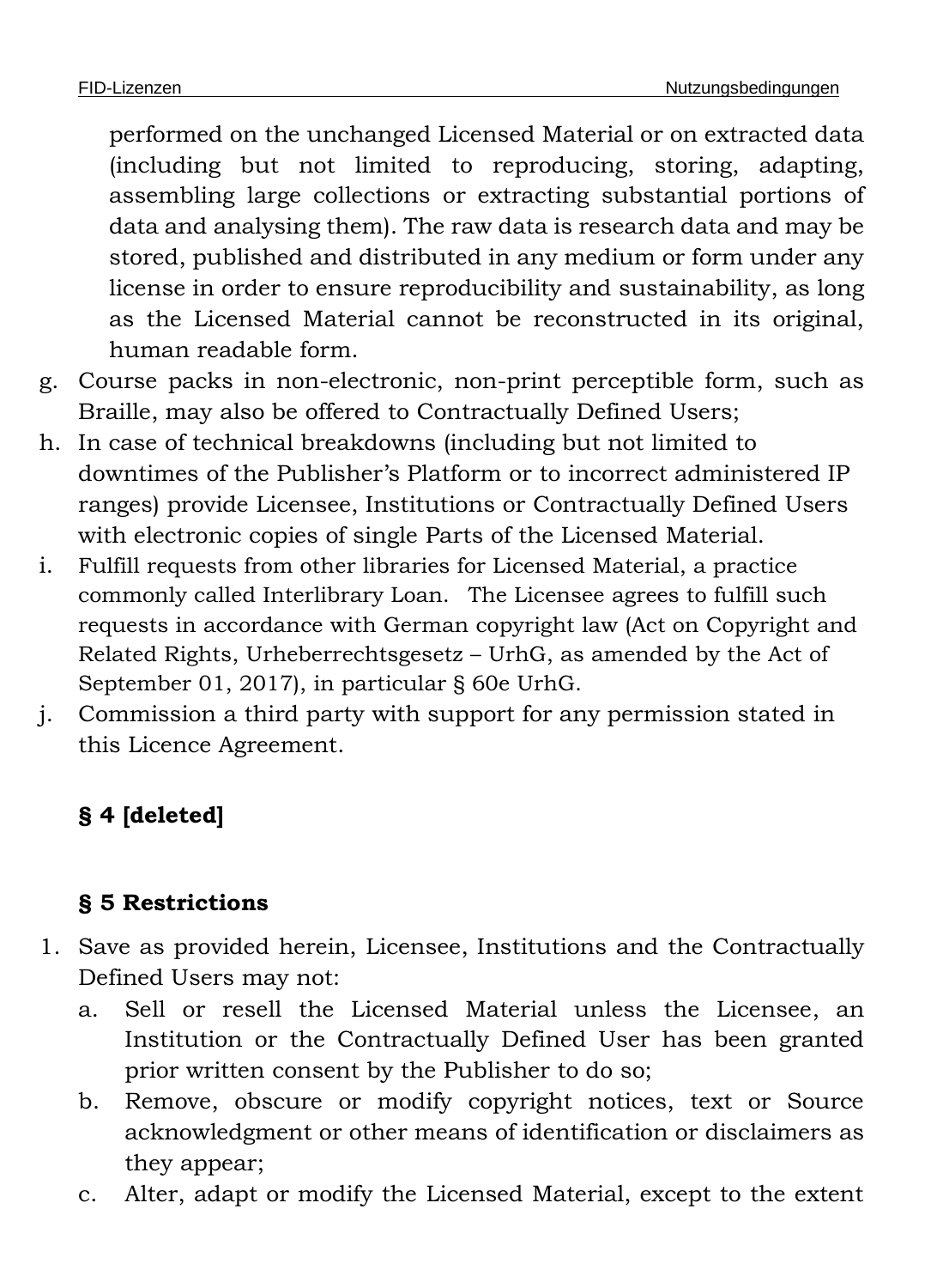performed on the unchanged Licensed Material or on extracted data (including but not limited to reproducing, storing, adapting, assembling large collections or extracting substantial portions of data and analysing them). The raw data is research data and may be stored, published and distributed in any medium or form under any license in order to ensure reproducibility and sustainability, as long as the Licensed Material cannot be reconstructed in its original, human readable form.

g. Course packs in non-electronic, non-print perceptible form, such as Braille, may also be offered to Contractually Defined Users;
h. In case of technical breakdowns (including but not limited to downtimes of the Publisher's Platform or to incorrect administered IP ranges) provide Licensee, Institutions or Contractually Defined Users with electronic copies of single Parts of the Licensed Material.
i. Fulfill requests from other libraries for Licensed Material, a practice commonly called Interlibrary Loan. The Licensee agrees to fulfill such requests in accordance with German copyright law (Act on Copyright and Related Rights, Urheberrechtsgesetz – UrhG, as amended by the Act of September 01, 2017), in particular § 60e UrhG.
j. Commission a third party with support for any permission stated in this Licence Agreement.

## § 4 [deleted]

## § 5 Restrictions

1. Save as provided herein, Licensee, Institutions and the Contractually Defined Users may not:
   a. Sell or resell the Licensed Material unless the Licensee, an Institution or the Contractually Defined User has been granted prior written consent by the Publisher to do so;
   b. Remove, obscure or modify copyright notices, text or Source acknowledgment or other means of identification or disclaimers as they appear;
   c. Alter, adapt or modify the Licensed Material, except to the extent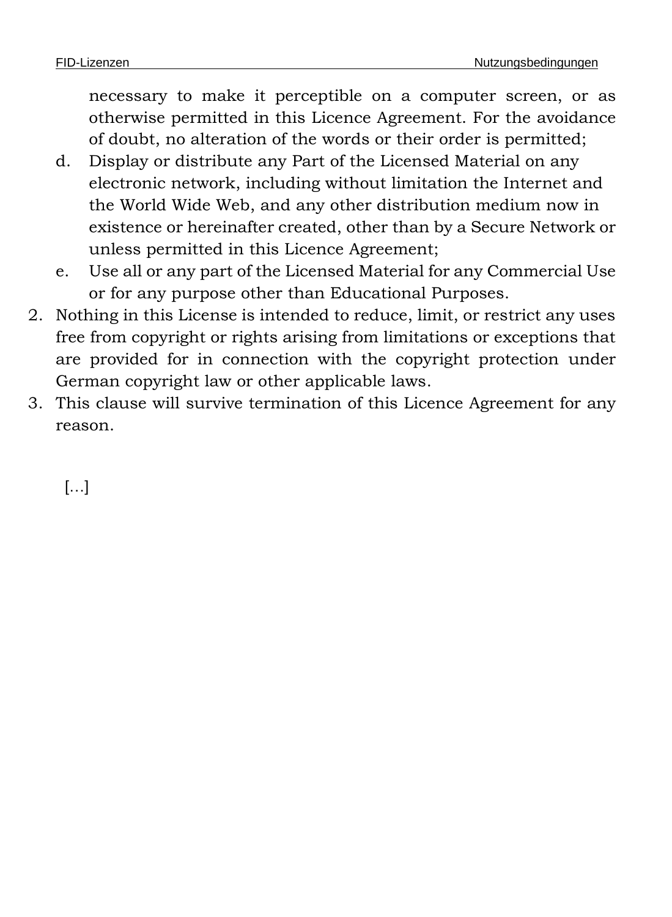necessary to make it perceptible on a computer screen, or as otherwise permitted in this Licence Agreement. For the avoidance of doubt, no alteration of the words or their order is permitted;

   d. Display or distribute any Part of the Licensed Material on any electronic network, including without limitation the Internet and the World Wide Web, and any other distribution medium now in existence or hereinafter created, other than by a Secure Network or unless permitted in this Licence Agreement;
   e. Use all or any part of the Licensed Material for any Commercial Use or for any purpose other than Educational Purposes.

2. Nothing in this License is intended to reduce, limit, or restrict any uses free from copyright or rights arising from limitations or exceptions that are provided for in connection with the copyright protection under German copyright law or other applicable laws.
3. This clause will survive termination of this Licence Agreement for any reason.

[…]